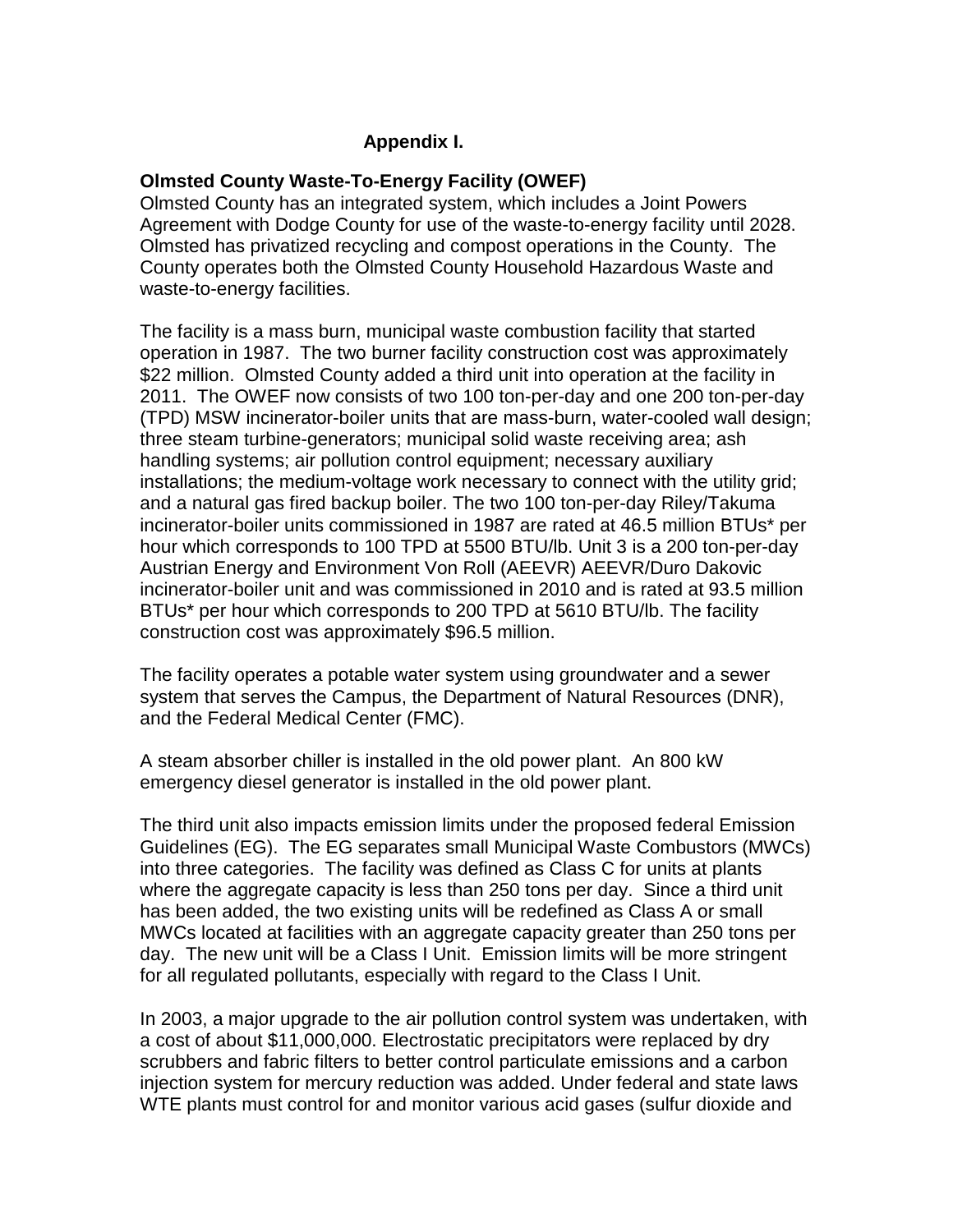# Appendix I.

**Olmsted County Waste-To-Energy Facility (OWEF)**

Olmsted County has an integrated system, which includes a Joint Powers Agreement with Dodge County for use of the waste-to-energy facility until 2028. Olmsted has privatized recycling and compost operations in the County. The County operates both the Olmsted County Household Hazardous Waste and waste-to-energy facilities.

The facility is a mass burn, municipal waste combustion facility that started operation in 1987. The two burner facility construction cost was approximately $22 million. Olmsted County added a third unit into operation at the facility in 2011. The OWEF now consists of two 100 ton-per-day and one 200 ton-per-day (TPD) MSW incinerator-boiler units that are mass-burn, water-cooled wall design; three steam turbine-generators; municipal solid waste receiving area; ash handling systems; air pollution control equipment; necessary auxiliary installations; the medium-voltage work necessary to connect with the utility grid; and a natural gas fired backup boiler. The two 100 ton-per-day Riley/Takuma incinerator-boiler units commissioned in 1987 are rated at 46.5 million BTUs* per hour which corresponds to 100 TPD at 5500 BTU/lb. Unit 3 is a 200 ton-per-day Austrian Energy and Environment Von Roll (AEEVR) AEEVR/Duro Dakovic incinerator-boiler unit and was commissioned in 2010 and is rated at 93.5 million BTUs* per hour which corresponds to 200 TPD at 5610 BTU/lb. The facility construction cost was approximately $96.5 million.

The facility operates a potable water system using groundwater and a sewer system that serves the Campus, the Department of Natural Resources (DNR), and the Federal Medical Center (FMC).

A steam absorber chiller is installed in the old power plant. An 800 kW emergency diesel generator is installed in the old power plant.

The third unit also impacts emission limits under the proposed federal Emission Guidelines (EG). The EG separates small Municipal Waste Combustors (MWCs) into three categories. The facility was defined as Class C for units at plants where the aggregate capacity is less than 250 tons per day. Since a third unit has been added, the two existing units will be redefined as Class A or small MWCs located at facilities with an aggregate capacity greater than 250 tons per day. The new unit will be a Class I Unit. Emission limits will be more stringent for all regulated pollutants, especially with regard to the Class I Unit.

In 2003, a major upgrade to the air pollution control system was undertaken, with a cost of about $11,000,000. Electrostatic precipitators were replaced by dry scrubbers and fabric filters to better control particulate emissions and a carbon injection system for mercury reduction was added. Under federal and state laws WTE plants must control for and monitor various acid gases (sulfur dioxide and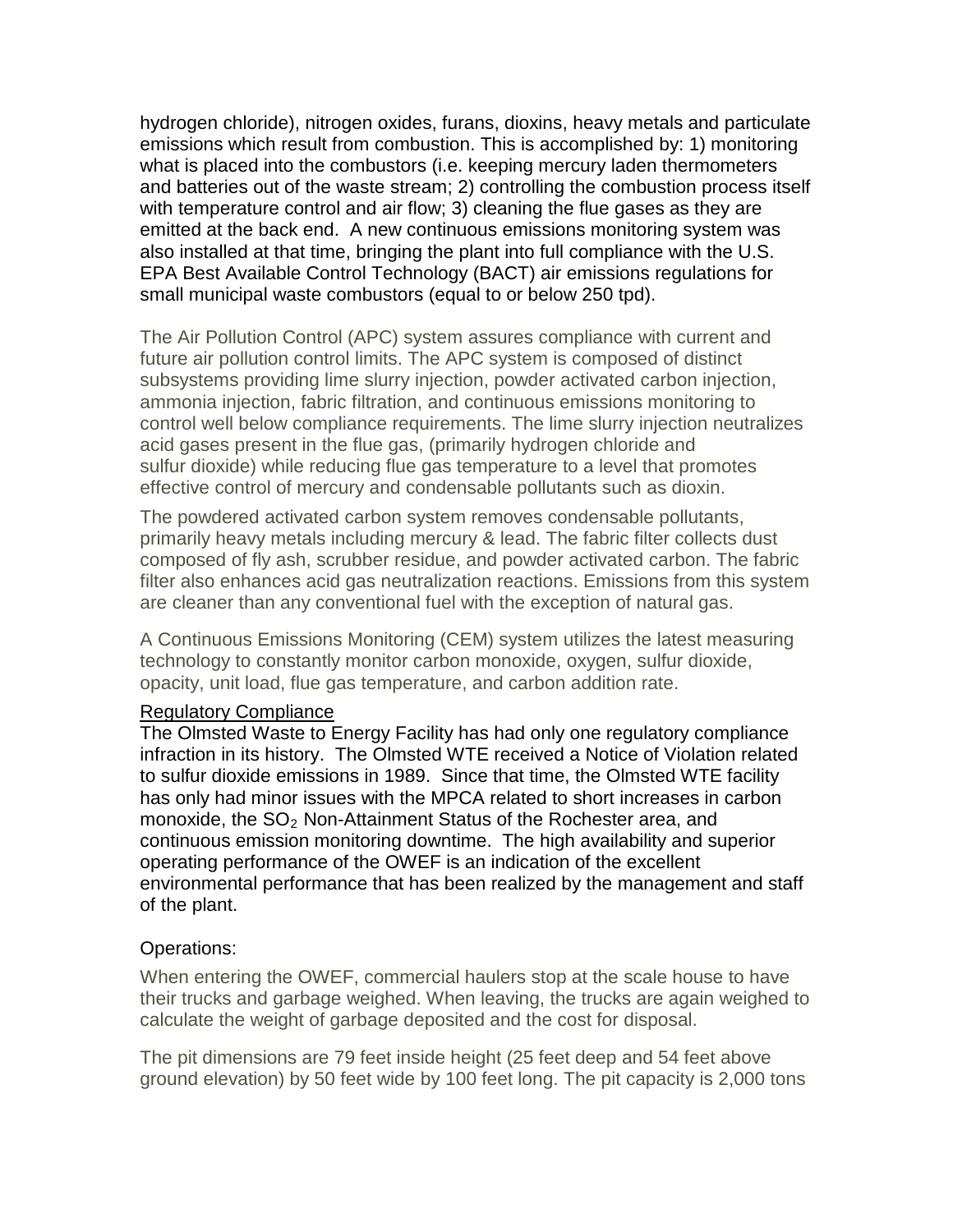hydrogen chloride), nitrogen oxides, furans, dioxins, heavy metals and particulate emissions which result from combustion. This is accomplished by: 1) monitoring what is placed into the combustors (i.e. keeping mercury laden thermometers and batteries out of the waste stream; 2) controlling the combustion process itself with temperature control and air flow; 3) cleaning the flue gases as they are emitted at the back end. A new continuous emissions monitoring system was also installed at that time, bringing the plant into full compliance with the U.S. EPA Best Available Control Technology (BACT) air emissions regulations for small municipal waste combustors (equal to or below 250 tpd).

The Air Pollution Control (APC) system assures compliance with current and future air pollution control limits. The APC system is composed of distinct subsystems providing lime slurry injection, powder activated carbon injection, ammonia injection, fabric filtration, and continuous emissions monitoring to control well below compliance requirements. The lime slurry injection neutralizes acid gases present in the flue gas, (primarily hydrogen chloride and sulfur dioxide) while reducing flue gas temperature to a level that promotes effective control of mercury and condensable pollutants such as dioxin.

The powdered activated carbon system removes condensable pollutants, primarily heavy metals including mercury & lead. The fabric filter collects dust composed of fly ash, scrubber residue, and powder activated carbon. The fabric filter also enhances acid gas neutralization reactions. Emissions from this system are cleaner than any conventional fuel with the exception of natural gas.

A Continuous Emissions Monitoring (CEM) system utilizes the latest measuring technology to constantly monitor carbon monoxide, oxygen, sulfur dioxide, opacity, unit load, flue gas temperature, and carbon addition rate.

<u>Regulatory Compliance</u>

The Olmsted Waste to Energy Facility has had only one regulatory compliance infraction in its history. The Olmsted WTE received a Notice of Violation related to sulfur dioxide emissions in 1989. Since that time, the Olmsted WTE facility has only had minor issues with the MPCA related to short increases in carbon monoxide, the $SO_2$ Non-Attainment Status of the Rochester area, and continuous emission monitoring downtime. The high availability and superior operating performance of the OWEF is an indication of the excellent environmental performance that has been realized by the management and staff of the plant.

Operations:

When entering the OWEF, commercial haulers stop at the scale house to have their trucks and garbage weighed. When leaving, the trucks are again weighed to calculate the weight of garbage deposited and the cost for disposal.

The pit dimensions are 79 feet inside height (25 feet deep and 54 feet above ground elevation) by 50 feet wide by 100 feet long. The pit capacity is 2,000 tons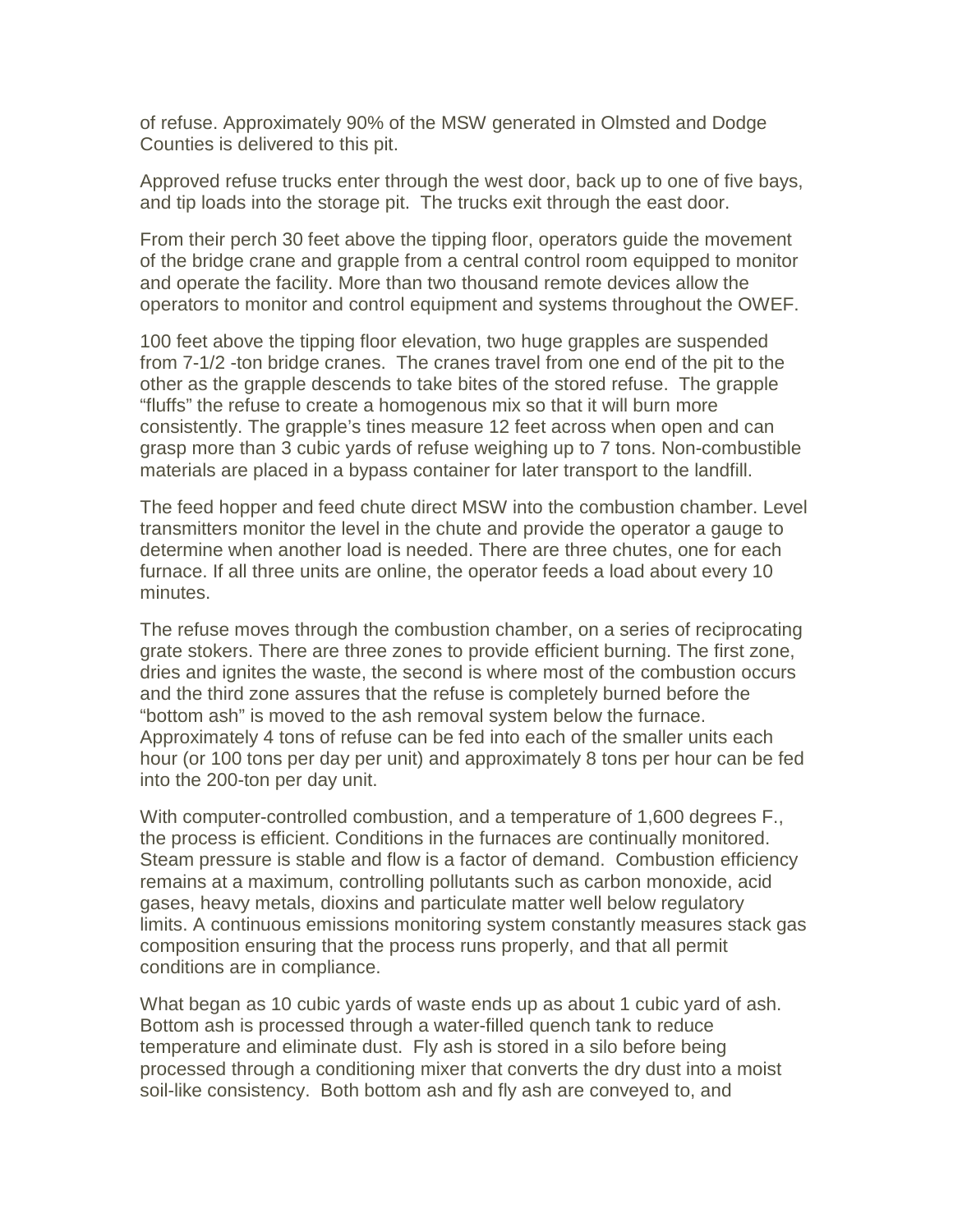of refuse. Approximately 90% of the MSW generated in Olmsted and Dodge Counties is delivered to this pit.

Approved refuse trucks enter through the west door, back up to one of five bays, and tip loads into the storage pit. The trucks exit through the east door.

From their perch 30 feet above the tipping floor, operators guide the movement of the bridge crane and grapple from a central control room equipped to monitor and operate the facility. More than two thousand remote devices allow the operators to monitor and control equipment and systems throughout the OWEF.

100 feet above the tipping floor elevation, two huge grapples are suspended from 7-1/2 -ton bridge cranes. The cranes travel from one end of the pit to the other as the grapple descends to take bites of the stored refuse. The grapple "fluffs" the refuse to create a homogenous mix so that it will burn more consistently. The grapple's tines measure 12 feet across when open and can grasp more than 3 cubic yards of refuse weighing up to 7 tons. Non-combustible materials are placed in a bypass container for later transport to the landfill.

The feed hopper and feed chute direct MSW into the combustion chamber. Level transmitters monitor the level in the chute and provide the operator a gauge to determine when another load is needed. There are three chutes, one for each furnace. If all three units are online, the operator feeds a load about every 10 minutes.

The refuse moves through the combustion chamber, on a series of reciprocating grate stokers. There are three zones to provide efficient burning. The first zone, dries and ignites the waste, the second is where most of the combustion occurs and the third zone assures that the refuse is completely burned before the "bottom ash" is moved to the ash removal system below the furnace. Approximately 4 tons of refuse can be fed into each of the smaller units each hour (or 100 tons per day per unit) and approximately 8 tons per hour can be fed into the 200-ton per day unit.

With computer-controlled combustion, and a temperature of 1,600 degrees F., the process is efficient. Conditions in the furnaces are continually monitored. Steam pressure is stable and flow is a factor of demand. Combustion efficiency remains at a maximum, controlling pollutants such as carbon monoxide, acid gases, heavy metals, dioxins and particulate matter well below regulatory limits. A continuous emissions monitoring system constantly measures stack gas composition ensuring that the process runs properly, and that all permit conditions are in compliance.

What began as 10 cubic yards of waste ends up as about 1 cubic yard of ash. Bottom ash is processed through a water-filled quench tank to reduce temperature and eliminate dust. Fly ash is stored in a silo before being processed through a conditioning mixer that converts the dry dust into a moist soil-like consistency. Both bottom ash and fly ash are conveyed to, and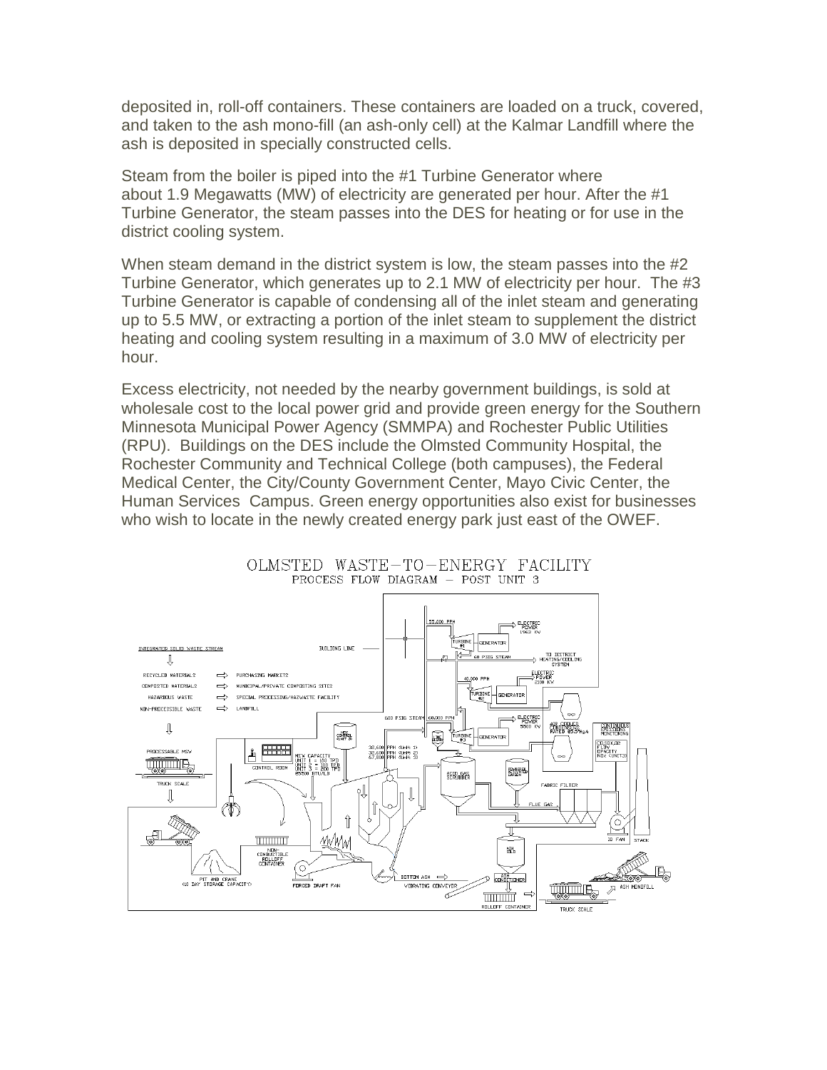deposited in, roll-off containers. These containers are loaded on a truck, covered, and taken to the ash mono-fill (an ash-only cell) at the Kalmar Landfill where the ash is deposited in specially constructed cells.

Steam from the boiler is piped into the #1 Turbine Generator where about 1.9 Megawatts (MW) of electricity are generated per hour. After the #1 Turbine Generator, the steam passes into the DES for heating or for use in the district cooling system.

When steam demand in the district system is low, the steam passes into the #2 Turbine Generator, which generates up to 2.1 MW of electricity per hour. The #3 Turbine Generator is capable of condensing all of the inlet steam and generating up to 5.5 MW, or extracting a portion of the inlet steam to supplement the district heating and cooling system resulting in a maximum of 3.0 MW of electricity per hour.

Excess electricity, not needed by the nearby government buildings, is sold at wholesale cost to the local power grid and provide green energy for the Southern Minnesota Municipal Power Agency (SMMPA) and Rochester Public Utilities (RPU). Buildings on the DES include the Olmsted Community Hospital, the Rochester Community and Technical College (both campuses), the Federal Medical Center, the City/County Government Center, Mayo Civic Center, the Human Services Campus. Green energy opportunities also exist for businesses who wish to locate in the newly created energy park just east of the OWEF.

OLMSTED WASTE-TO-ENERGY FACILITY
PROCESS FLOW DIAGRAM – POST UNIT 3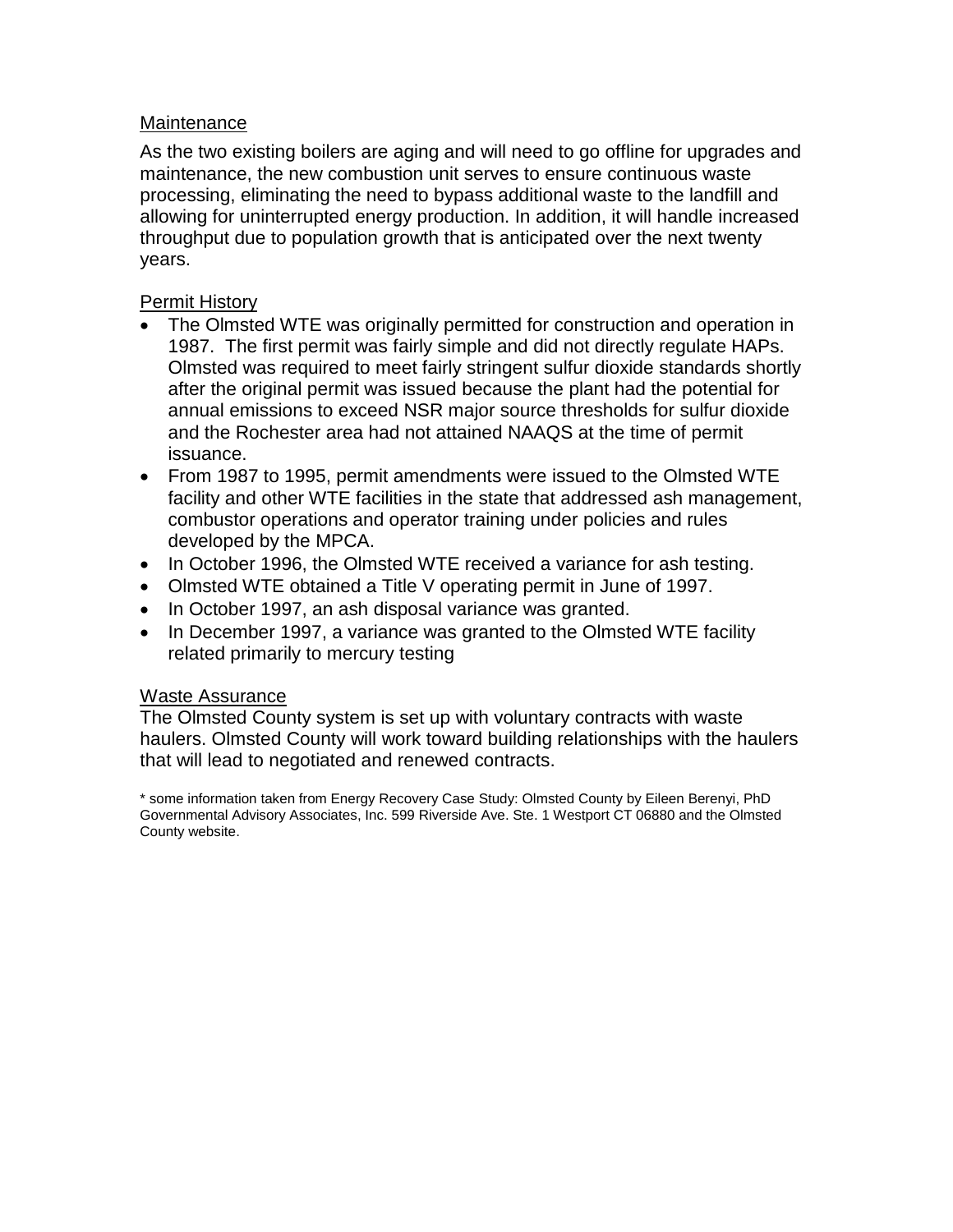## Maintenance

As the two existing boilers are aging and will need to go offline for upgrades and maintenance, the new combustion unit serves to ensure continuous waste processing, eliminating the need to bypass additional waste to the landfill and allowing for uninterrupted energy production. In addition, it will handle increased throughput due to population growth that is anticipated over the next twenty years.

## Permit History

- The Olmsted WTE was originally permitted for construction and operation in 1987. The first permit was fairly simple and did not directly regulate HAPs. Olmsted was required to meet fairly stringent sulfur dioxide standards shortly after the original permit was issued because the plant had the potential for annual emissions to exceed NSR major source thresholds for sulfur dioxide and the Rochester area had not attained NAAQS at the time of permit issuance.
- From 1987 to 1995, permit amendments were issued to the Olmsted WTE facility and other WTE facilities in the state that addressed ash management, combustor operations and operator training under policies and rules developed by the MPCA.
- In October 1996, the Olmsted WTE received a variance for ash testing.
- Olmsted WTE obtained a Title V operating permit in June of 1997.
- In October 1997, an ash disposal variance was granted.
- In December 1997, a variance was granted to the Olmsted WTE facility related primarily to mercury testing

## Waste Assurance

The Olmsted County system is set up with voluntary contracts with waste haulers. Olmsted County will work toward building relationships with the haulers that will lead to negotiated and renewed contracts.

* some information taken from Energy Recovery Case Study: Olmsted County by Eileen Berenyi, PhD Governmental Advisory Associates, Inc. 599 Riverside Ave. Ste. 1 Westport CT 06880 and the Olmsted County website.